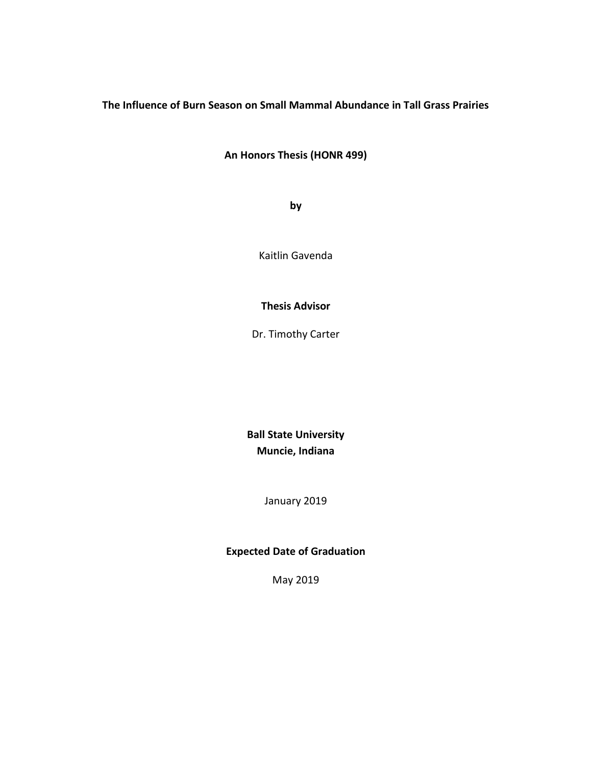# The Influence of Burn Season on Small Mammal Abundance in Tall Grass Prairies

**An Honors Thesis (HONR 499)**

**by**

Kaitlin Gavenda

**Thesis Advisor**

Dr. Timothy Carter

**Ball State University**
**Muncie, Indiana**

January 2019

**Expected Date of Graduation**

May 2019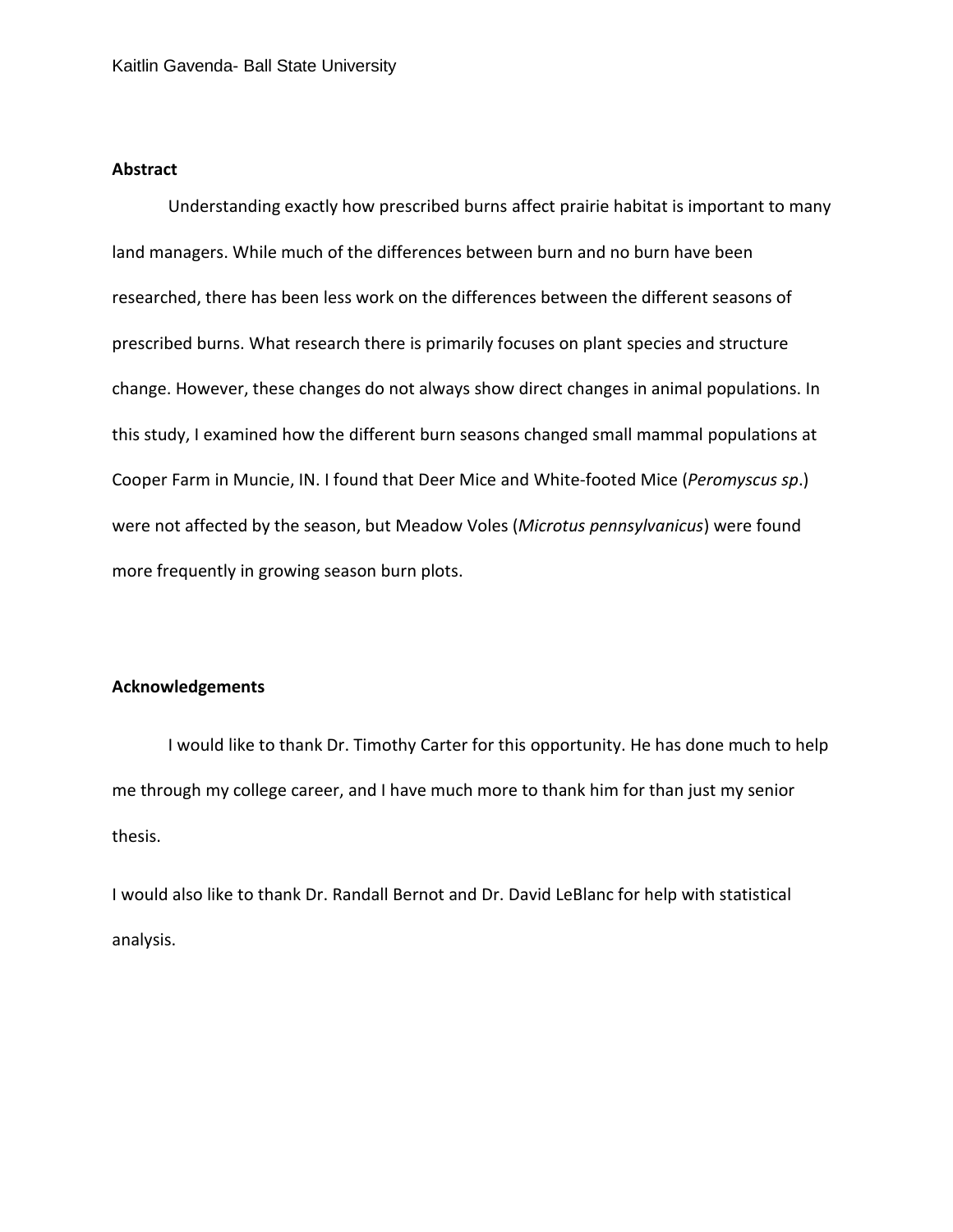## Abstract

Understanding exactly how prescribed burns affect prairie habitat is important to many land managers. While much of the differences between burn and no burn have been researched, there has been less work on the differences between the different seasons of prescribed burns. What research there is primarily focuses on plant species and structure change. However, these changes do not always show direct changes in animal populations. In this study, I examined how the different burn seasons changed small mammal populations at Cooper Farm in Muncie, IN. I found that Deer Mice and White-footed Mice (*Peromyscus sp*.) were not affected by the season, but Meadow Voles (*Microtus pennsylvanicus*) were found more frequently in growing season burn plots.

## Acknowledgements

I would like to thank Dr. Timothy Carter for this opportunity. He has done much to help me through my college career, and I have much more to thank him for than just my senior thesis.

I would also like to thank Dr. Randall Bernot and Dr. David LeBlanc for help with statistical analysis.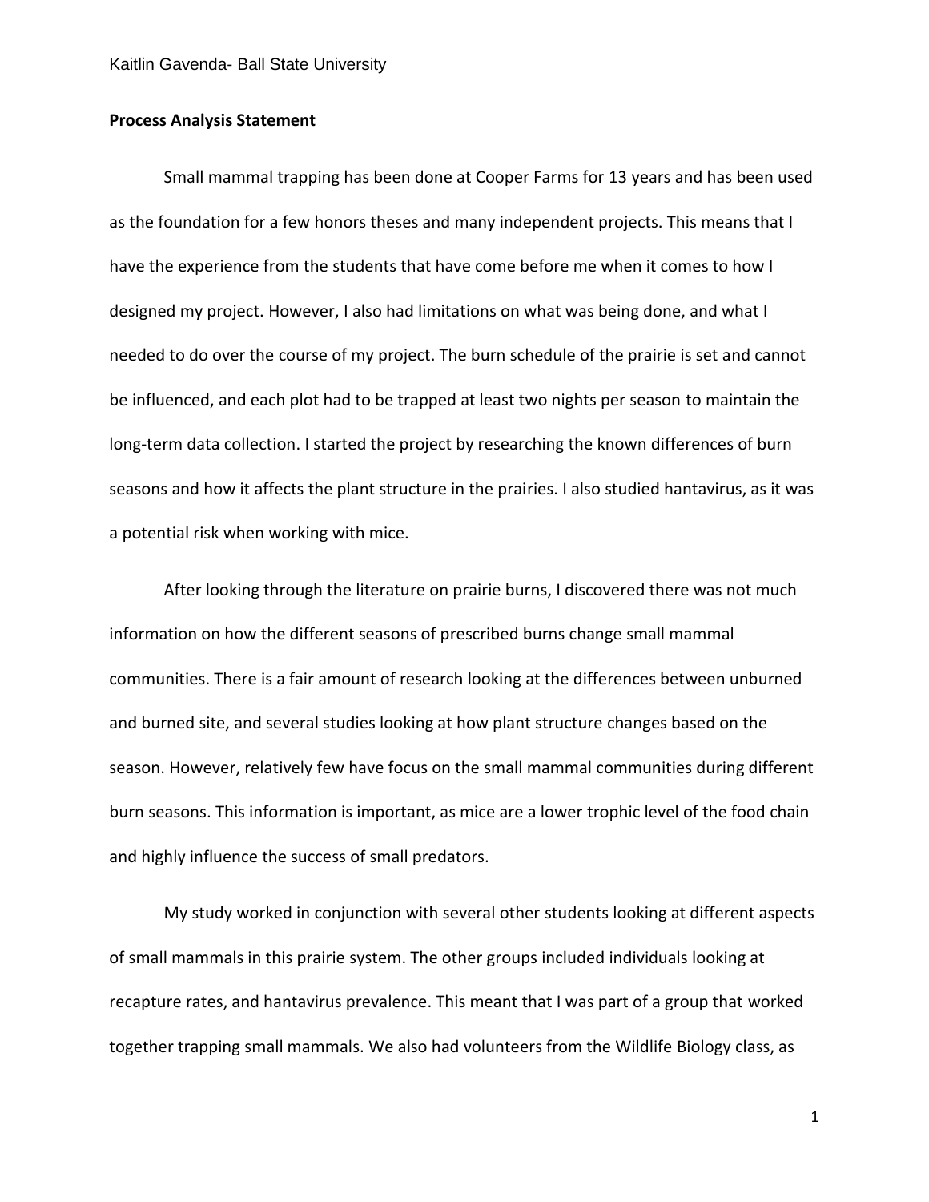**Process Analysis Statement**

Small mammal trapping has been done at Cooper Farms for 13 years and has been used as the foundation for a few honors theses and many independent projects. This means that I have the experience from the students that have come before me when it comes to how I designed my project. However, I also had limitations on what was being done, and what I needed to do over the course of my project. The burn schedule of the prairie is set and cannot be influenced, and each plot had to be trapped at least two nights per season to maintain the long-term data collection. I started the project by researching the known differences of burn seasons and how it affects the plant structure in the prairies. I also studied hantavirus, as it was a potential risk when working with mice.

After looking through the literature on prairie burns, I discovered there was not much information on how the different seasons of prescribed burns change small mammal communities. There is a fair amount of research looking at the differences between unburned and burned site, and several studies looking at how plant structure changes based on the season. However, relatively few have focus on the small mammal communities during different burn seasons. This information is important, as mice are a lower trophic level of the food chain and highly influence the success of small predators.

My study worked in conjunction with several other students looking at different aspects of small mammals in this prairie system. The other groups included individuals looking at recapture rates, and hantavirus prevalence. This meant that I was part of a group that worked together trapping small mammals. We also had volunteers from the Wildlife Biology class, as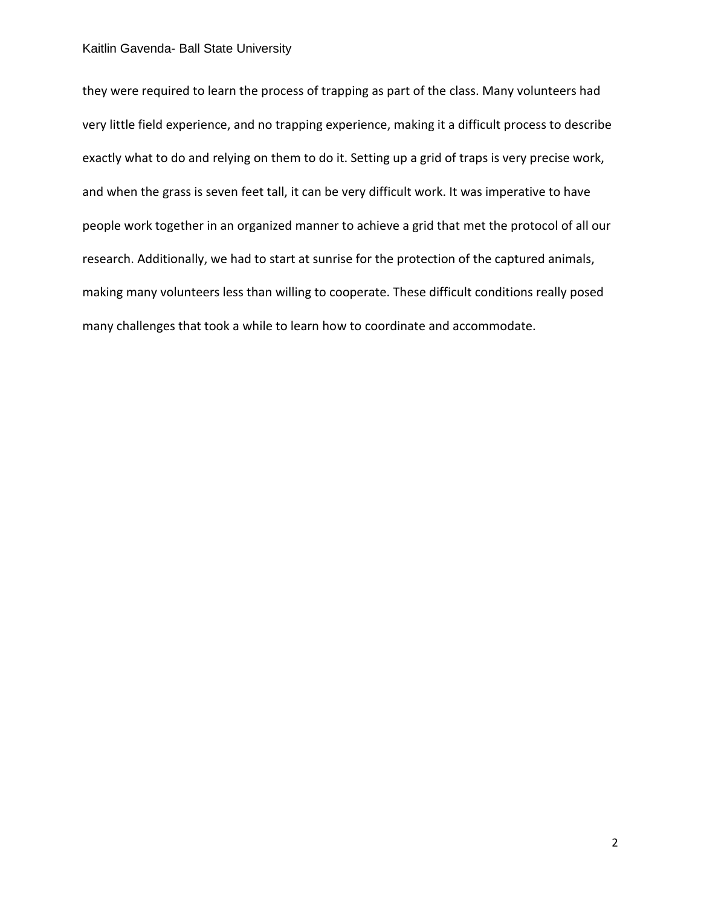they were required to learn the process of trapping as part of the class. Many volunteers had very little field experience, and no trapping experience, making it a difficult process to describe exactly what to do and relying on them to do it. Setting up a grid of traps is very precise work, and when the grass is seven feet tall, it can be very difficult work. It was imperative to have people work together in an organized manner to achieve a grid that met the protocol of all our research. Additionally, we had to start at sunrise for the protection of the captured animals, making many volunteers less than willing to cooperate. These difficult conditions really posed many challenges that took a while to learn how to coordinate and accommodate.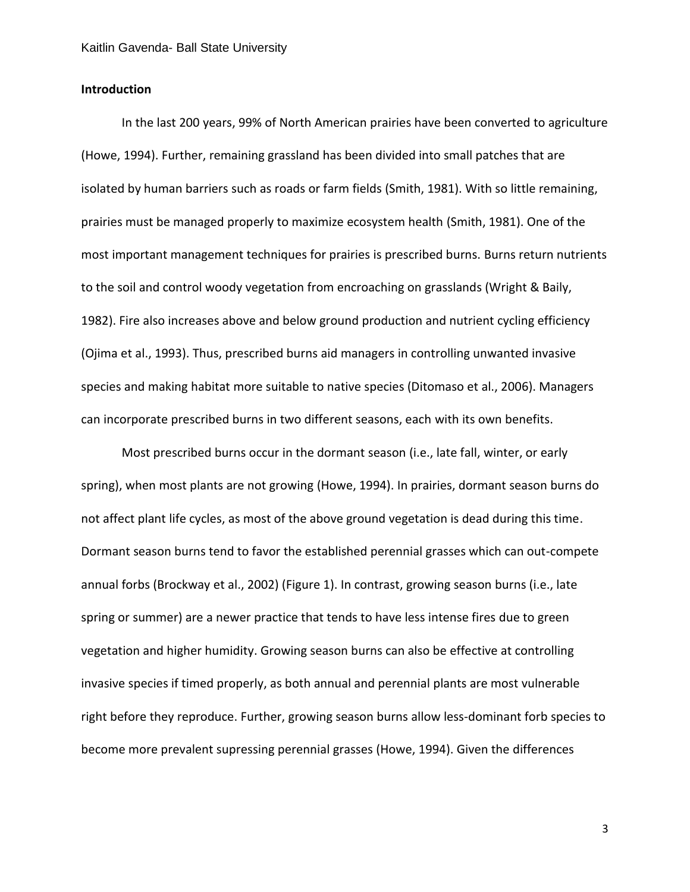**Introduction**

In the last 200 years, 99% of North American prairies have been converted to agriculture (Howe, 1994). Further, remaining grassland has been divided into small patches that are isolated by human barriers such as roads or farm fields (Smith, 1981). With so little remaining, prairies must be managed properly to maximize ecosystem health (Smith, 1981). One of the most important management techniques for prairies is prescribed burns. Burns return nutrients to the soil and control woody vegetation from encroaching on grasslands (Wright & Baily, 1982). Fire also increases above and below ground production and nutrient cycling efficiency (Ojima et al., 1993). Thus, prescribed burns aid managers in controlling unwanted invasive species and making habitat more suitable to native species (Ditomaso et al., 2006). Managers can incorporate prescribed burns in two different seasons, each with its own benefits.

Most prescribed burns occur in the dormant season (i.e., late fall, winter, or early spring), when most plants are not growing (Howe, 1994). In prairies, dormant season burns do not affect plant life cycles, as most of the above ground vegetation is dead during this time. Dormant season burns tend to favor the established perennial grasses which can out-compete annual forbs (Brockway et al., 2002) (Figure 1). In contrast, growing season burns (i.e., late spring or summer) are a newer practice that tends to have less intense fires due to green vegetation and higher humidity. Growing season burns can also be effective at controlling invasive species if timed properly, as both annual and perennial plants are most vulnerable right before they reproduce. Further, growing season burns allow less-dominant forb species to become more prevalent supressing perennial grasses (Howe, 1994). Given the differences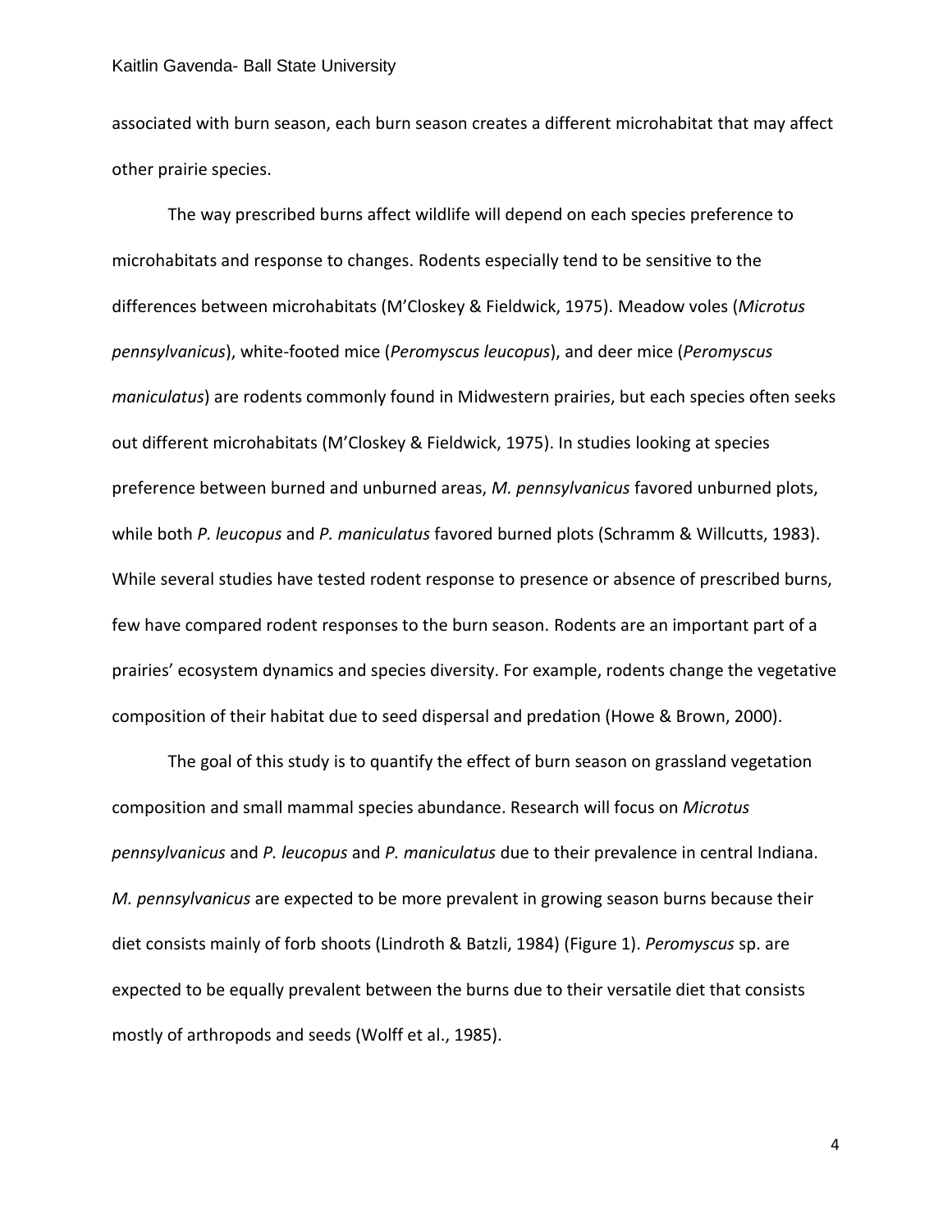associated with burn season, each burn season creates a different microhabitat that may affect other prairie species.

The way prescribed burns affect wildlife will depend on each species preference to microhabitats and response to changes. Rodents especially tend to be sensitive to the differences between microhabitats (M'Closkey & Fieldwick, 1975). Meadow voles (*Microtus pennsylvanicus*), white-footed mice (*Peromyscus leucopus*), and deer mice (*Peromyscus maniculatus*) are rodents commonly found in Midwestern prairies, but each species often seeks out different microhabitats (M'Closkey & Fieldwick, 1975). In studies looking at species preference between burned and unburned areas, *M. pennsylvanicus* favored unburned plots, while both *P. leucopus* and *P. maniculatus* favored burned plots (Schramm & Willcutts, 1983). While several studies have tested rodent response to presence or absence of prescribed burns, few have compared rodent responses to the burn season. Rodents are an important part of a prairies' ecosystem dynamics and species diversity. For example, rodents change the vegetative composition of their habitat due to seed dispersal and predation (Howe & Brown, 2000).

The goal of this study is to quantify the effect of burn season on grassland vegetation composition and small mammal species abundance. Research will focus on *Microtus pennsylvanicus* and *P. leucopus* and *P. maniculatus* due to their prevalence in central Indiana. *M. pennsylvanicus* are expected to be more prevalent in growing season burns because their diet consists mainly of forb shoots (Lindroth & Batzli, 1984) (Figure 1). *Peromyscus* sp. are expected to be equally prevalent between the burns due to their versatile diet that consists mostly of arthropods and seeds (Wolff et al., 1985).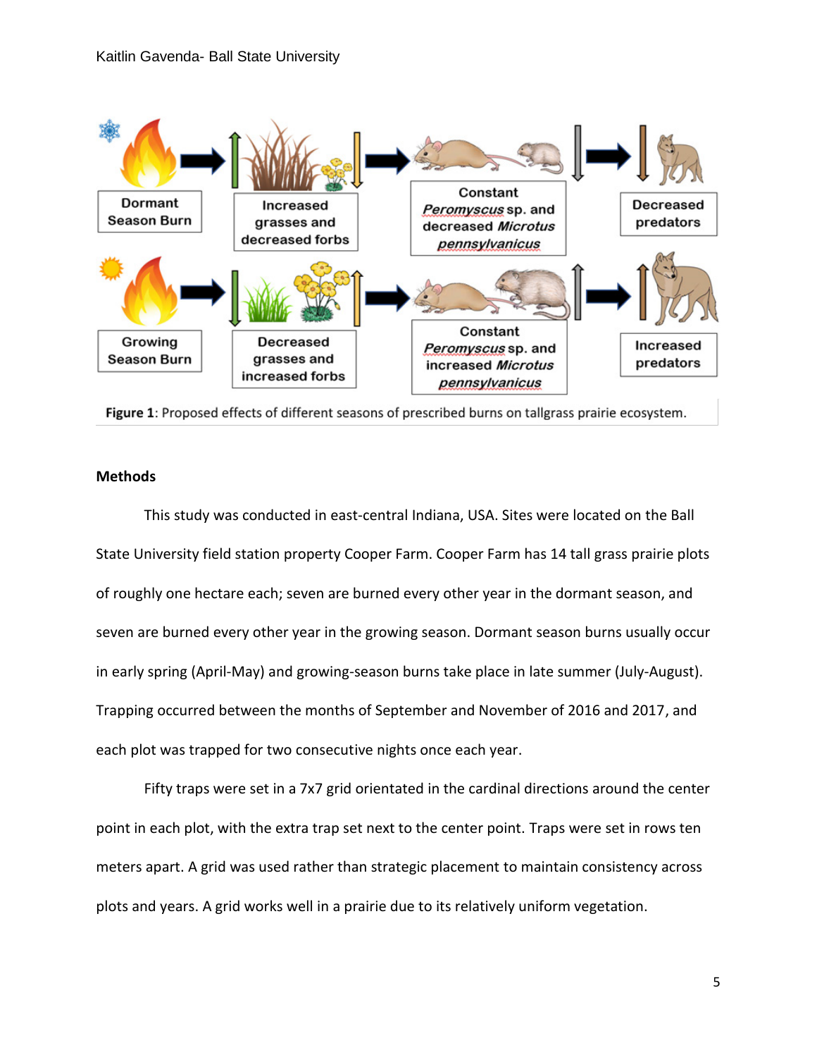**Figure 1**: Proposed effects of different seasons of prescribed burns on tallgrass prairie ecosystem.

## Methods

This study was conducted in east-central Indiana, USA. Sites were located on the Ball State University field station property Cooper Farm. Cooper Farm has 14 tall grass prairie plots of roughly one hectare each; seven are burned every other year in the dormant season, and seven are burned every other year in the growing season. Dormant season burns usually occur in early spring (April-May) and growing-season burns take place in late summer (July-August). Trapping occurred between the months of September and November of 2016 and 2017, and each plot was trapped for two consecutive nights once each year.

Fifty traps were set in a 7x7 grid orientated in the cardinal directions around the center point in each plot, with the extra trap set next to the center point. Traps were set in rows ten meters apart. A grid was used rather than strategic placement to maintain consistency across plots and years. A grid works well in a prairie due to its relatively uniform vegetation.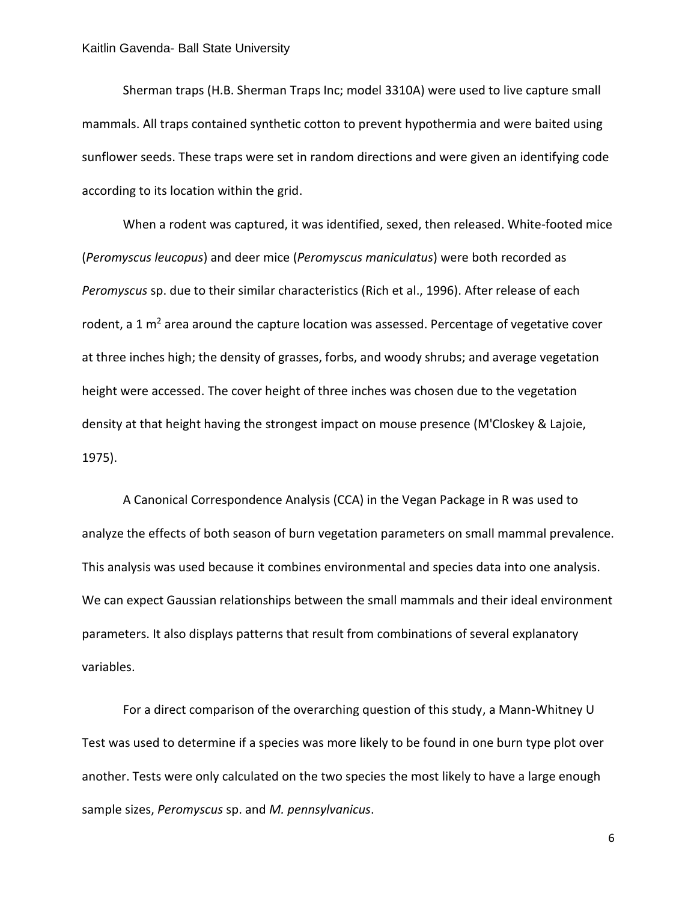Sherman traps (H.B. Sherman Traps Inc; model 3310A) were used to live capture small mammals. All traps contained synthetic cotton to prevent hypothermia and were baited using sunflower seeds. These traps were set in random directions and were given an identifying code according to its location within the grid.

When a rodent was captured, it was identified, sexed, then released. White-footed mice (*Peromyscus leucopus*) and deer mice (*Peromyscus maniculatus*) were both recorded as *Peromyscus* sp. due to their similar characteristics (Rich et al., 1996). After release of each rodent, a 1 $m^2$ area around the capture location was assessed. Percentage of vegetative cover at three inches high; the density of grasses, forbs, and woody shrubs; and average vegetation height were accessed. The cover height of three inches was chosen due to the vegetation density at that height having the strongest impact on mouse presence (M'Closkey & Lajoie, 1975).

A Canonical Correspondence Analysis (CCA) in the Vegan Package in R was used to analyze the effects of both season of burn vegetation parameters on small mammal prevalence. This analysis was used because it combines environmental and species data into one analysis. We can expect Gaussian relationships between the small mammals and their ideal environment parameters. It also displays patterns that result from combinations of several explanatory variables.

For a direct comparison of the overarching question of this study, a Mann-Whitney U Test was used to determine if a species was more likely to be found in one burn type plot over another. Tests were only calculated on the two species the most likely to have a large enough sample sizes, *Peromyscus* sp. and *M. pennsylvanicus*.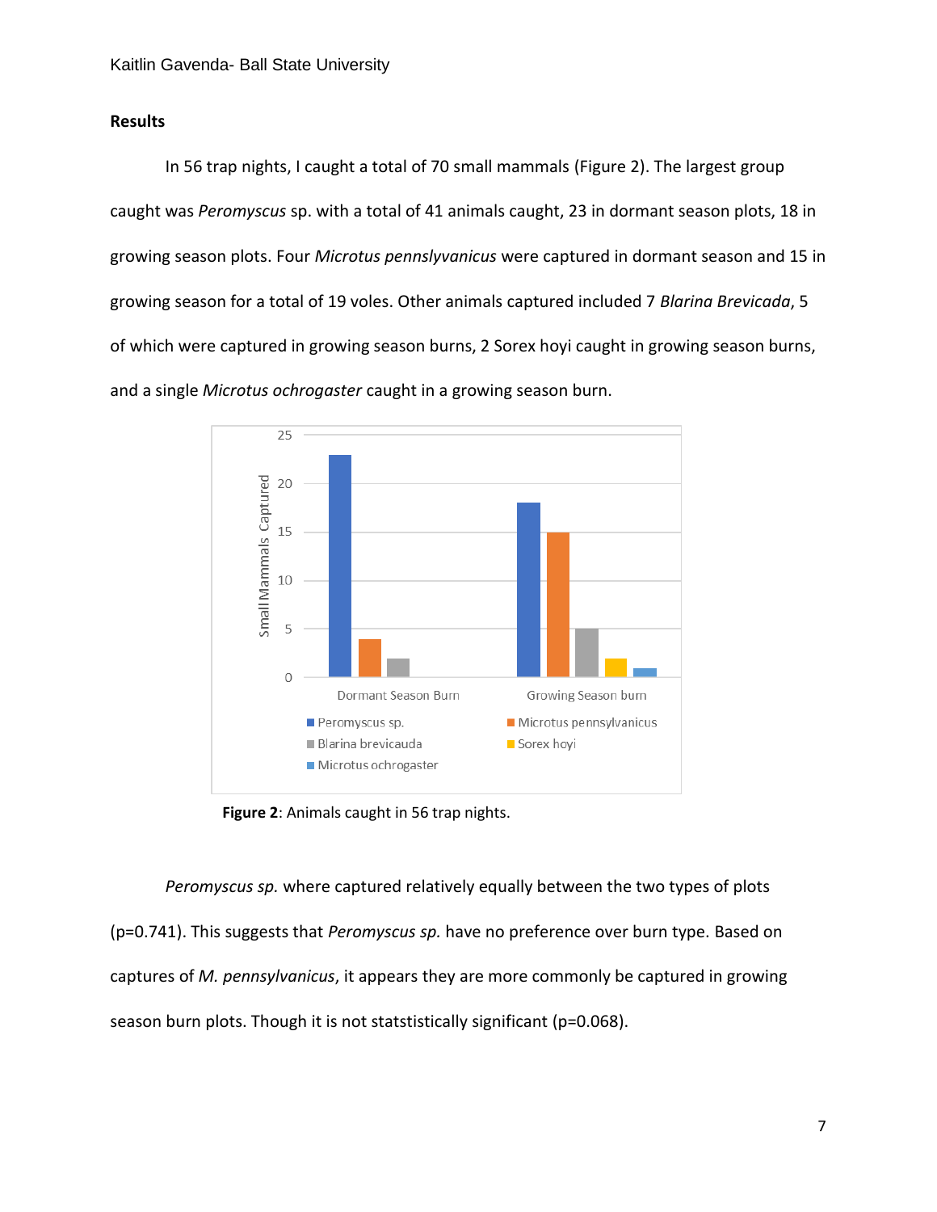## Results

In 56 trap nights, I caught a total of 70 small mammals (Figure 2). The largest group caught was *Peromyscus* sp. with a total of 41 animals caught, 23 in dormant season plots, 18 in growing season plots. Four *Microtus pennslyvanicus* were captured in dormant season and 15 in growing season for a total of 19 voles. Other animals captured included 7 *Blarina Brevicada*, 5 of which were captured in growing season burns, 2 Sorex hoyi caught in growing season burns, and a single *Microtus ochrogaster* caught in a growing season burn.

**Figure 2**: Animals caught in 56 trap nights.

*Peromyscus sp.* where captured relatively equally between the two types of plots (p=0.741). This suggests that *Peromyscus sp.* have no preference over burn type. Based on captures of *M. pennsylvanicus*, it appears they are more commonly be captured in growing season burn plots. Though it is not statstistically significant (p=0.068).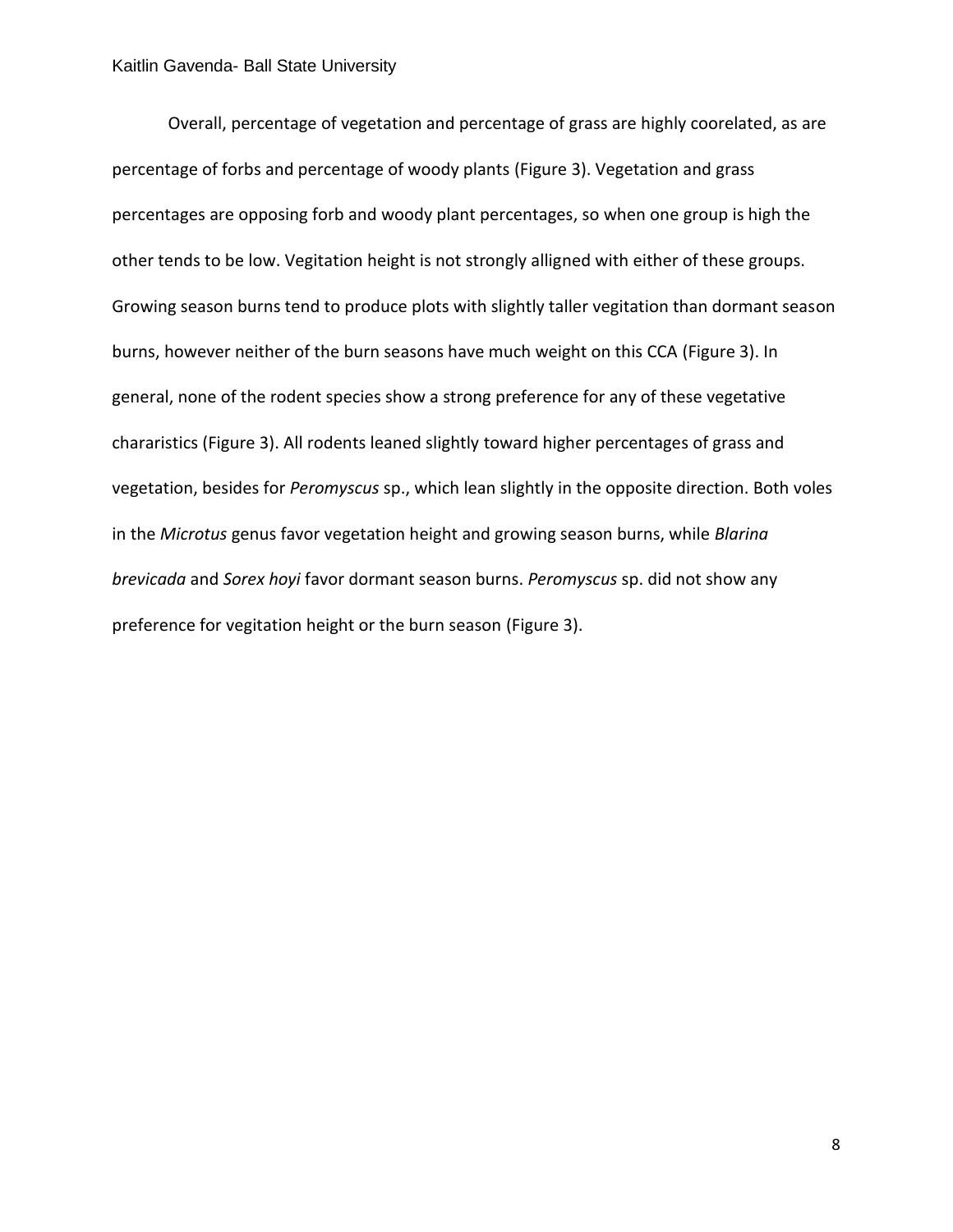Overall, percentage of vegetation and percentage of grass are highly coorelated, as are percentage of forbs and percentage of woody plants (Figure 3). Vegetation and grass percentages are opposing forb and woody plant percentages, so when one group is high the other tends to be low. Vegitation height is not strongly alligned with either of these groups. Growing season burns tend to produce plots with slightly taller vegitation than dormant season burns, however neither of the burn seasons have much weight on this CCA (Figure 3). In general, none of the rodent species show a strong preference for any of these vegetative chararistics (Figure 3). All rodents leaned slightly toward higher percentages of grass and vegetation, besides for *Peromyscus* sp., which lean slightly in the opposite direction. Both voles in the *Microtus* genus favor vegetation height and growing season burns, while *Blarina brevicada* and *Sorex hoyi* favor dormant season burns. *Peromyscus* sp. did not show any preference for vegitation height or the burn season (Figure 3).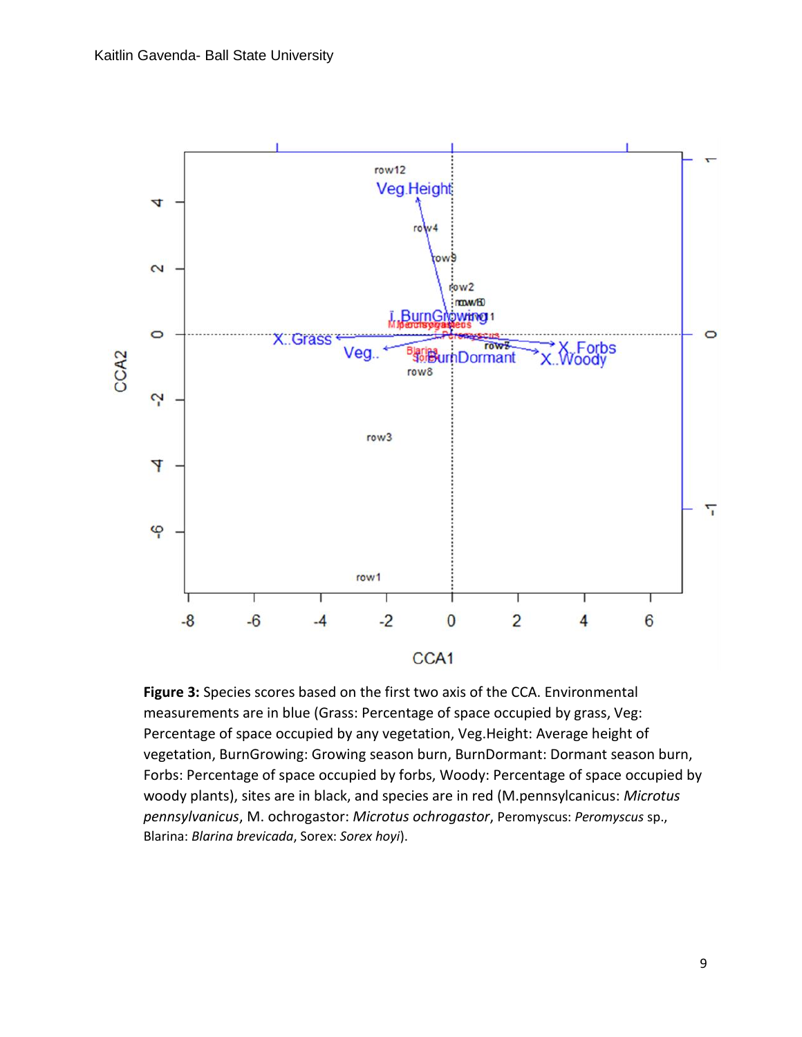**Figure 3:** Species scores based on the first two axis of the CCA. Environmental measurements are in blue (Grass: Percentage of space occupied by grass, Veg: Percentage of space occupied by any vegetation, Veg.Height: Average height of vegetation, BurnGrowing: Growing season burn, BurnDormant: Dormant season burn, Forbs: Percentage of space occupied by forbs, Woody: Percentage of space occupied by woody plants), sites are in black, and species are in red (M.pennsylcanicus: *Microtus pennsylvanicus*, M. ochrogastor: *Microtus ochrogastor*, Peromyscus: *Peromyscus* sp., Blarina: *Blarina brevicada*, Sorex: *Sorex hoyi*).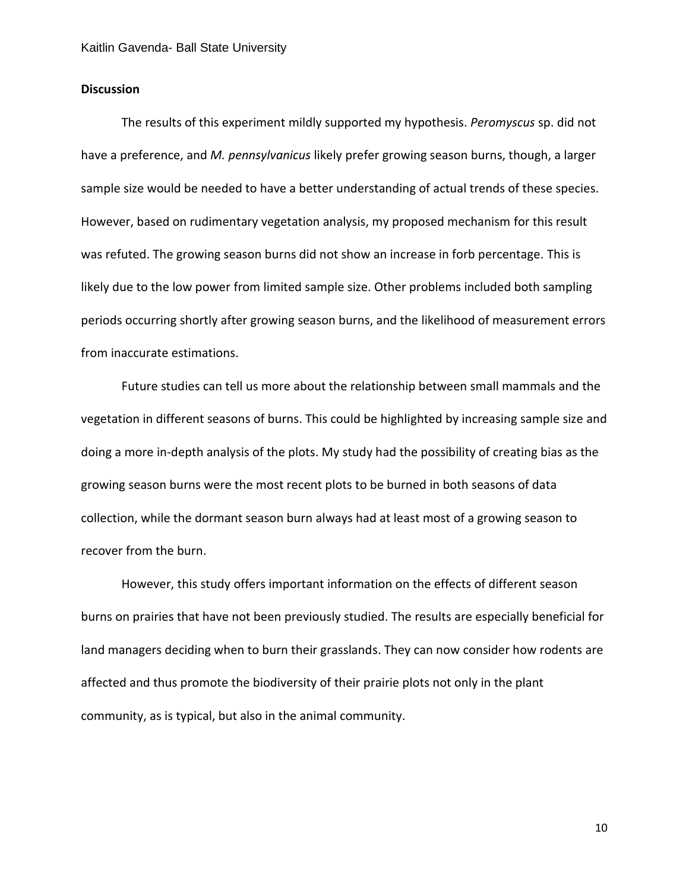**Discussion**

The results of this experiment mildly supported my hypothesis. *Peromyscus* sp. did not have a preference, and *M. pennsylvanicus* likely prefer growing season burns, though, a larger sample size would be needed to have a better understanding of actual trends of these species. However, based on rudimentary vegetation analysis, my proposed mechanism for this result was refuted. The growing season burns did not show an increase in forb percentage. This is likely due to the low power from limited sample size. Other problems included both sampling periods occurring shortly after growing season burns, and the likelihood of measurement errors from inaccurate estimations.

Future studies can tell us more about the relationship between small mammals and the vegetation in different seasons of burns. This could be highlighted by increasing sample size and doing a more in-depth analysis of the plots. My study had the possibility of creating bias as the growing season burns were the most recent plots to be burned in both seasons of data collection, while the dormant season burn always had at least most of a growing season to recover from the burn.

However, this study offers important information on the effects of different season burns on prairies that have not been previously studied. The results are especially beneficial for land managers deciding when to burn their grasslands. They can now consider how rodents are affected and thus promote the biodiversity of their prairie plots not only in the plant community, as is typical, but also in the animal community.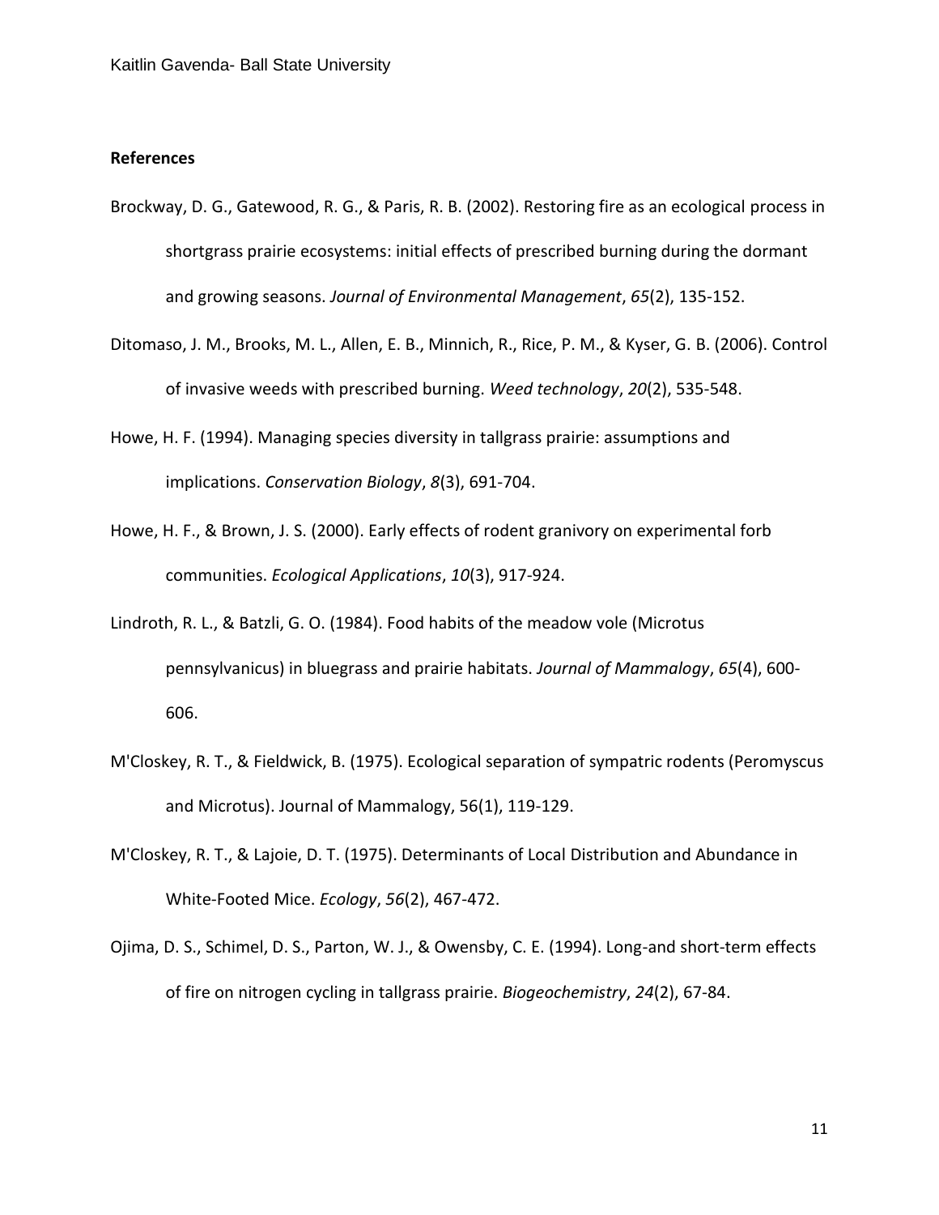**References**

Brockway, D. G., Gatewood, R. G., & Paris, R. B. (2002). Restoring fire as an ecological process in shortgrass prairie ecosystems: initial effects of prescribed burning during the dormant and growing seasons. *Journal of Environmental Management*, *65*(2), 135-152.

Ditomaso, J. M., Brooks, M. L., Allen, E. B., Minnich, R., Rice, P. M., & Kyser, G. B. (2006). Control of invasive weeds with prescribed burning. *Weed technology*, *20*(2), 535-548.

Howe, H. F. (1994). Managing species diversity in tallgrass prairie: assumptions and implications. *Conservation Biology*, *8*(3), 691-704.

Howe, H. F., & Brown, J. S. (2000). Early effects of rodent granivory on experimental forb communities. *Ecological Applications*, *10*(3), 917-924.

Lindroth, R. L., & Batzli, G. O. (1984). Food habits of the meadow vole (Microtus pennsylvanicus) in bluegrass and prairie habitats. *Journal of Mammalogy*, *65*(4), 600-606.

M'Closkey, R. T., & Fieldwick, B. (1975). Ecological separation of sympatric rodents (Peromyscus and Microtus). Journal of Mammalogy, 56(1), 119-129.

M'Closkey, R. T., & Lajoie, D. T. (1975). Determinants of Local Distribution and Abundance in White-Footed Mice. *Ecology*, *56*(2), 467-472.

Ojima, D. S., Schimel, D. S., Parton, W. J., & Owensby, C. E. (1994). Long-and short-term effects of fire on nitrogen cycling in tallgrass prairie. *Biogeochemistry*, *24*(2), 67-84.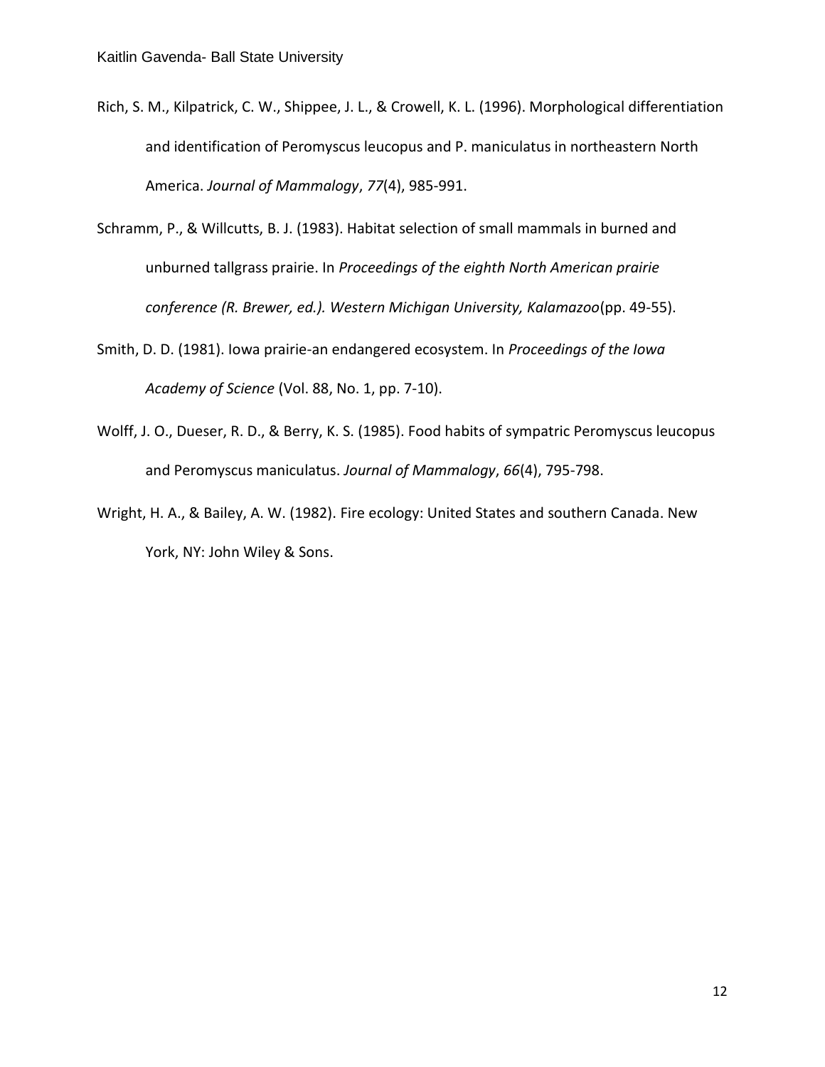Rich, S. M., Kilpatrick, C. W., Shippee, J. L., & Crowell, K. L. (1996). Morphological differentiation and identification of Peromyscus leucopus and P. maniculatus in northeastern North America. *Journal of Mammalogy*, *77*(4), 985-991.

Schramm, P., & Willcutts, B. J. (1983). Habitat selection of small mammals in burned and unburned tallgrass prairie. In *Proceedings of the eighth North American prairie conference (R. Brewer, ed.). Western Michigan University, Kalamazoo*(pp. 49-55).

Smith, D. D. (1981). Iowa prairie-an endangered ecosystem. In *Proceedings of the Iowa Academy of Science* (Vol. 88, No. 1, pp. 7-10).

Wolff, J. O., Dueser, R. D., & Berry, K. S. (1985). Food habits of sympatric Peromyscus leucopus and Peromyscus maniculatus. *Journal of Mammalogy*, *66*(4), 795-798.

Wright, H. A., & Bailey, A. W. (1982). Fire ecology: United States and southern Canada. New York, NY: John Wiley & Sons.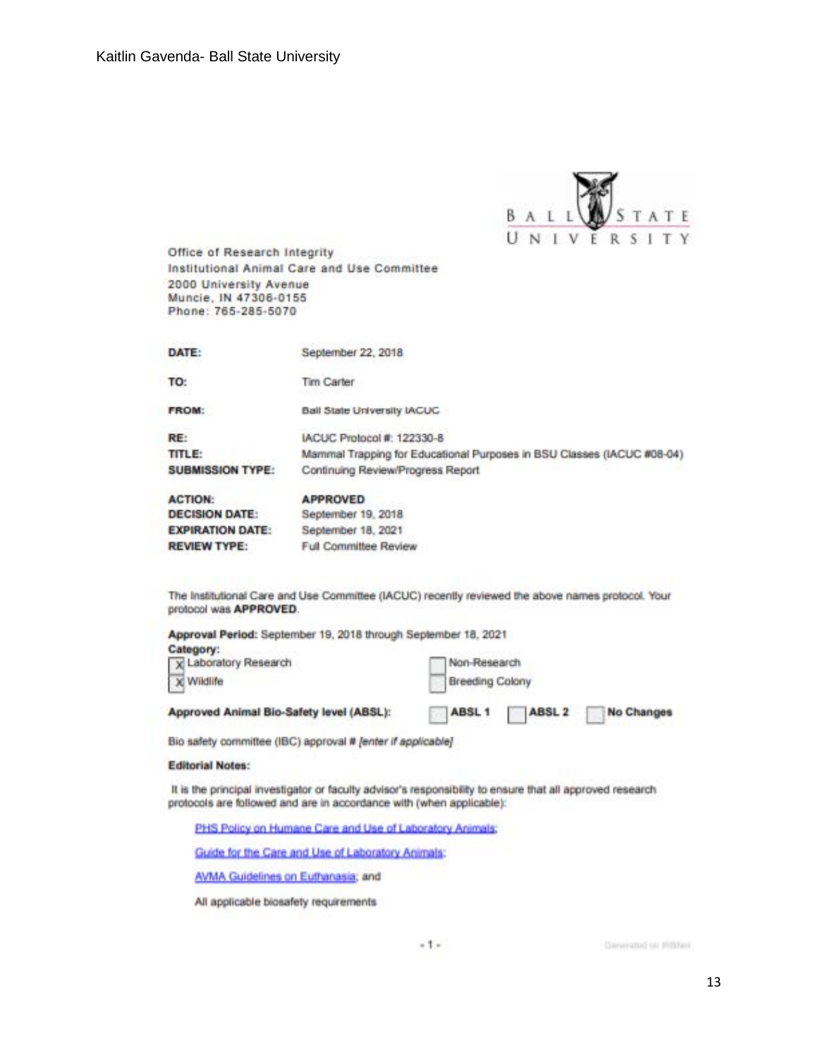Kaitlin Gavenda- Ball State University

BALL STATE UNIVERSITY

Office of Research Integrity
Institutional Animal Care and Use Committee
2000 University Avenue
Muncie, IN 47306-0155
Phone: 765-285-5070

| | |
|---|---|
| **DATE:** | September 22, 2018 |
| **TO:** | Tim Carter |
| **FROM:** | Ball State University IACUC |
| **RE:** | IACUC Protocol #: 122330-8 |
| **TITLE:** | Mammal Trapping for Educational Purposes in BSU Classes (IACUC #08-04) |
| **SUBMISSION TYPE:** | Continuing Review/Progress Report |
| **ACTION:** | **APPROVED** |
| **DECISION DATE:** | September 19, 2018 |
| **EXPIRATION DATE:** | September 18, 2021 |
| **REVIEW TYPE:** | Full Committee Review |

The Institutional Care and Use Committee (IACUC) recently reviewed the above names protocol. Your protocol was **APPROVED**.

**Approval Period:** September 19, 2018 through September 18, 2021

**Category:**

- [x] Laboratory Research
- [x] Wildlife
- [ ] Non-Research
- [ ] Breeding Colony

**Approved Animal Bio-Safety level (ABSL):** [ ] **ABSL 1** [ ] **ABSL 2** [ ] **No Changes**

Bio safety committee (IBC) approval # *[enter if applicable]*

**Editorial Notes:**

It is the principal investigator or faculty advisor's responsibility to ensure that all approved research protocols are followed and are in accordance with (when applicable):

- PHS Policy on Humane Care and Use of Laboratory Animals;
- Guide for the Care and Use of Laboratory Animals;
- AVMA Guidelines on Euthanasia; and
- All applicable biosafety requirements

Generated on IRBNet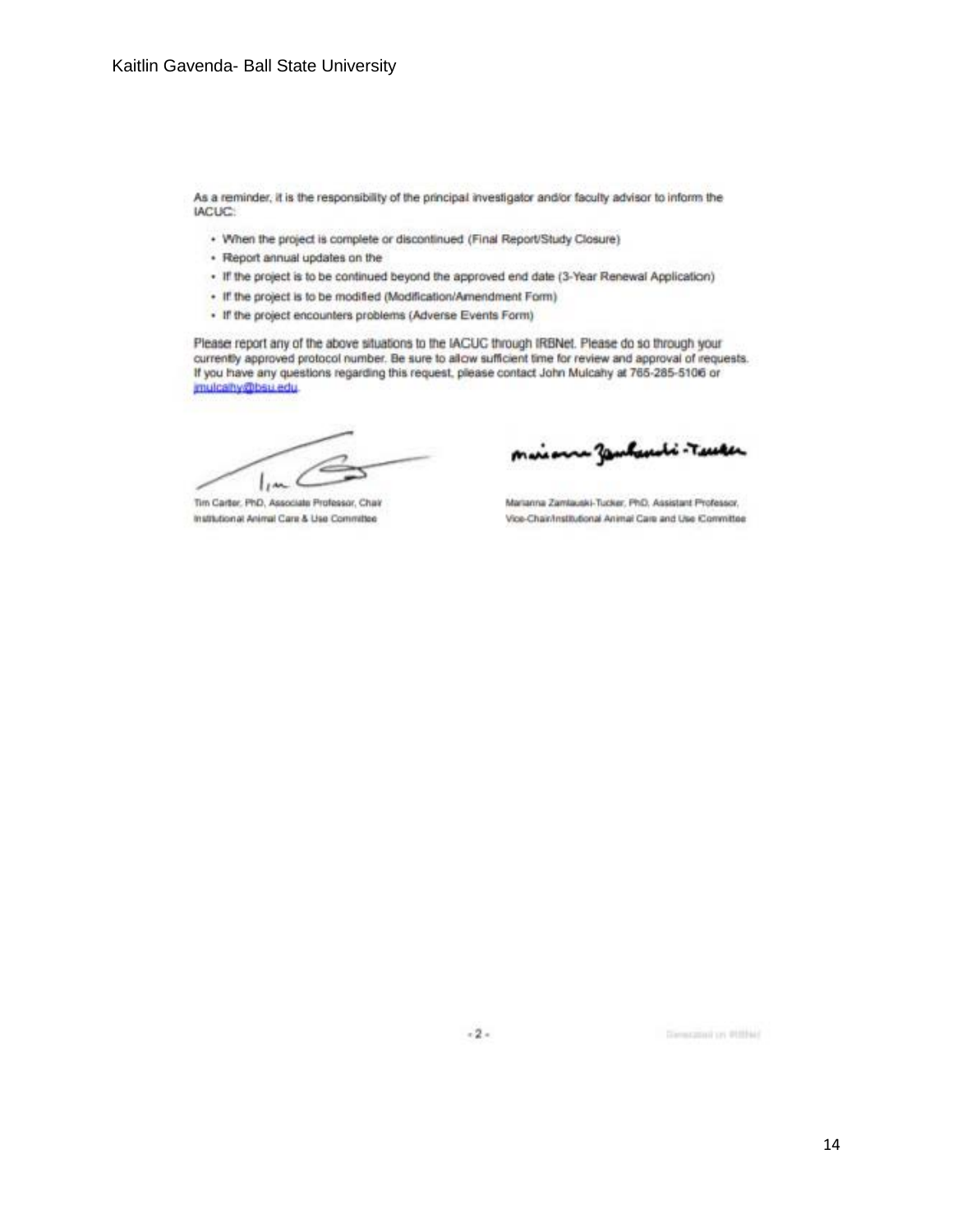As a reminder, it is the responsibility of the principal investigator and/or faculty advisor to inform the IACUC:

- When the project is complete or discontinued (Final Report/Study Closure)
- Report annual updates on the
- If the project is to be continued beyond the approved end date (3-Year Renewal Application)
- If the project is to be modified (Modification/Amendment Form)
- If the project encounters problems (Adverse Events Form)

Please report any of the above situations to the IACUC through IRBNet. Please do so through your currently approved protocol number. Be sure to allow sufficient time for review and approval of requests. If you have any questions regarding this request, please contact John Mulcahy at 765-285-5106 or jmulcahy@bsu.edu

Tim Carter, PhD, Associate Professor, Chair
Institutional Animal Care & Use Committee

Marianna Zamlauski-Tucker, PhD, Assistant Professor,
Vice-Chair/Institutional Animal Care and Use Committee